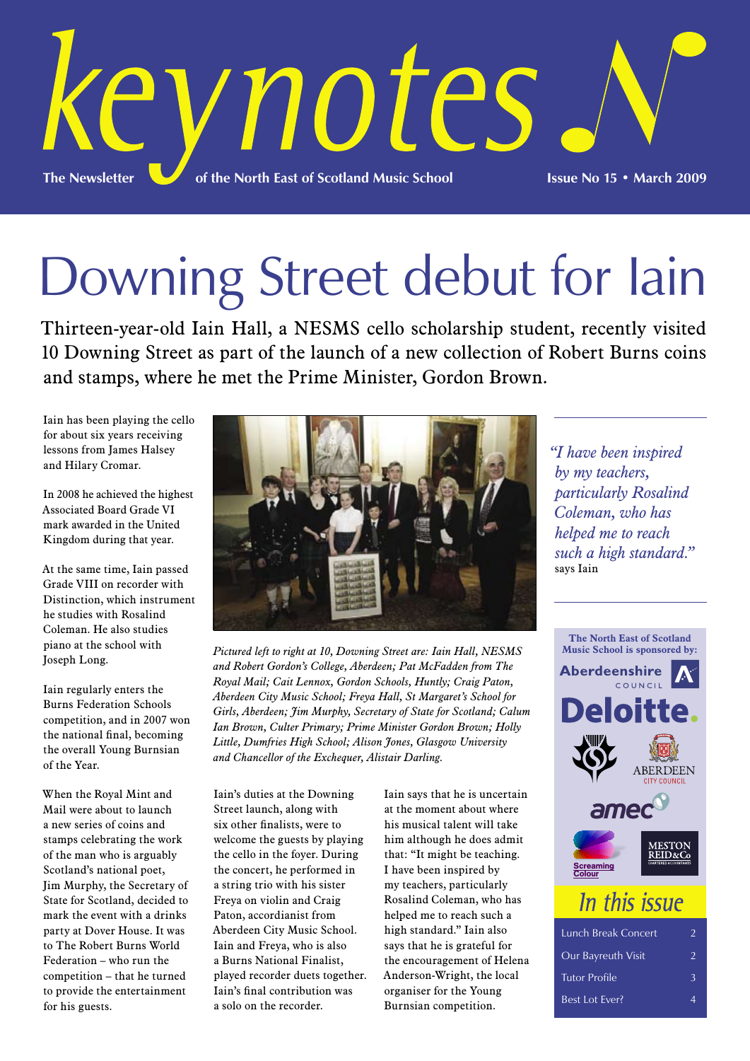# keynotes

The Newsletter of the North East of Scotland Music School

Issue No 15 • March 2009

# Downing Street debut for Iain

Thirteen-year-old Iain Hall, a NESMS cello scholarship student, recently visited 10 Downing Street as part of the launch of a new collection of Robert Burns coins and stamps, where he met the Prime Minister, Gordon Brown.

Iain has been playing the cello for about six years receiving lessons from James Halsey and Hilary Cromar.

In 2008 he achieved the highest Associated Board Grade VI mark awarded in the United Kingdom during that year.

At the same time, Iain passed Grade VIII on recorder with Distinction, which instrument he studies with Rosalind Coleman. He also studies piano at the school with Joseph Long.

Iain regularly enters the Burns Federation Schools competition, and in 2007 won the national final, becoming the overall Young Burnsian of the Year.

When the Royal Mint and Mail were about to launch a new series of coins and stamps celebrating the work of the man who is arguably Scotland's national poet, Jim Murphy, the Secretary of State for Scotland, decided to mark the event with a drinks party at Dover House. It was to The Robert Burns World Federation – who run the competition – that he turned to provide the entertainment for his guests.

*Pictured left to right at 10, Downing Street are: Iain Hall, NESMS and Robert Gordon's College, Aberdeen; Pat McFadden from The Royal Mail; Cait Lennox, Gordon Schools, Huntly; Craig Paton, Aberdeen City Music School; Freya Hall, St Margaret's School for Girls, Aberdeen; Jim Murphy, Secretary of State for Scotland; Calum Ian Brown, Culter Primary; Prime Minister Gordon Brown; Holly Little, Dumfries High School; Alison Jones, Glasgow University and Chancellor of the Exchequer, Alistair Darling.*

Iain's duties at the Downing Street launch, along with six other finalists, were to welcome the guests by playing the cello in the foyer. During the concert, he performed in a string trio with his sister Freya on violin and Craig Paton, accordianist from Aberdeen City Music School. Iain and Freya, who is also a Burns National Finalist, played recorder duets together. Iain's final contribution was a solo on the recorder.

Iain says that he is uncertain at the moment about where his musical talent will take him although he does admit that: "It might be teaching. I have been inspired by my teachers, particularly Rosalind Coleman, who has helped me to reach such a high standard." Iain also says that he is grateful for the encouragement of Helena Anderson-Wright, the local organiser for the Young Burnsian competition.

> *"I have been inspired by my teachers, particularly Rosalind Coleman, who has helped me to reach such a high standard."* says Iain

**The North East of Scotland Music School is sponsored by:**

Aberdeenshire Council
Deloitte.
Aberdeen City Council
amec
Screaming Colour
Meston Reid & Co Chartered Accountants

## In this issue

| | |
|---|---|
| Lunch Break Concert | 2 |
| Our Bayreuth Visit | 2 |
| Tutor Profile | 3 |
| Best Lot Ever? | 4 |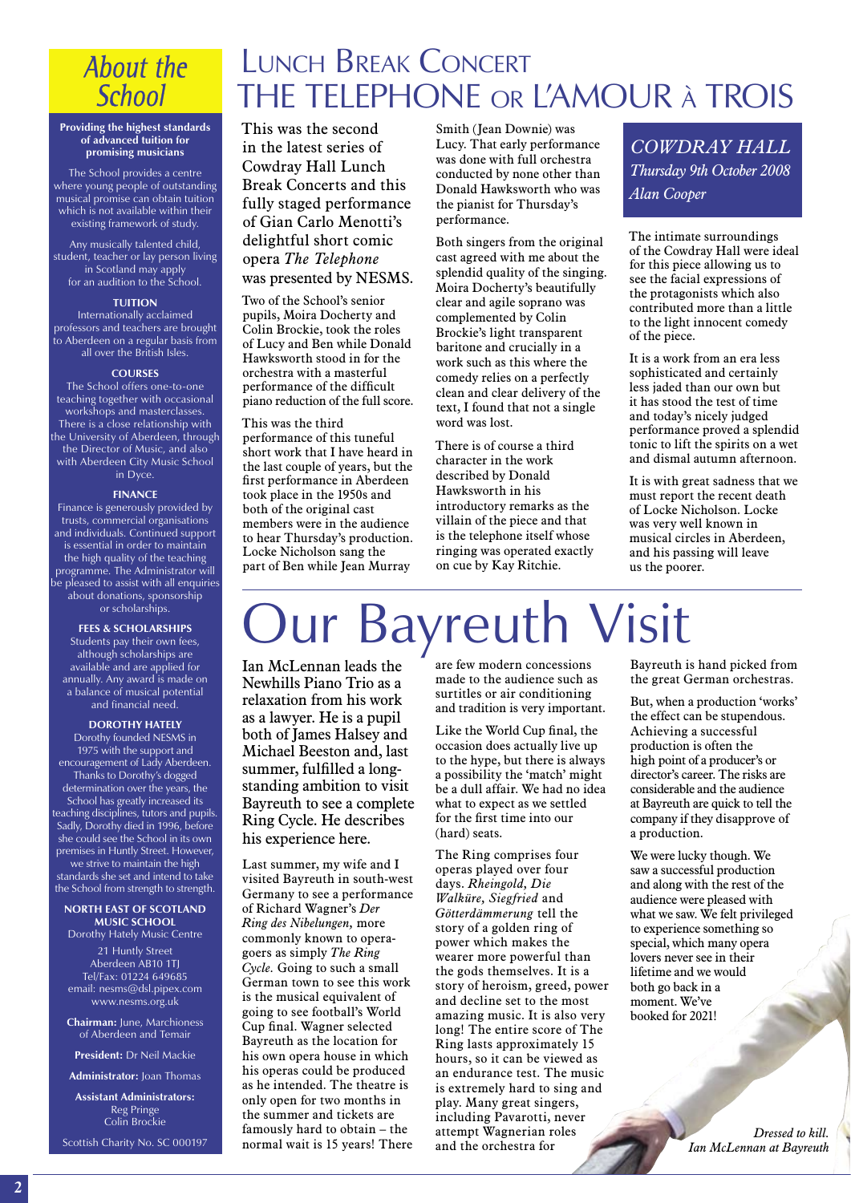## About the School

**Providing the highest standards of advanced tuition for promising musicians**

The School provides a centre where young people of outstanding musical promise can obtain tuition which is not available within their existing framework of study.

Any musically talented child, student, teacher or lay person living in Scotland may apply for an audition to the School.

**TUITION**

Internationally acclaimed professors and teachers are brought to Aberdeen on a regular basis from all over the British Isles.

**COURSES**

The School offers one-to-one teaching together with occasional workshops and masterclasses. There is a close relationship with the University of Aberdeen, through the Director of Music, and also with Aberdeen City Music School in Dyce.

**FINANCE**

Finance is generously provided by trusts, commercial organisations and individuals. Continued support is essential in order to maintain the high quality of the teaching programme. The Administrator will be pleased to assist with all enquiries about donations, sponsorship or scholarships.

**FEES & SCHOLARSHIPS**

Students pay their own fees, although scholarships are available and are applied for annually. Any award is made on a balance of musical potential and financial need.

**DOROTHY HATELY**

Dorothy founded NESMS in 1975 with the support and encouragement of Lady Aberdeen. Thanks to Dorothy's dogged determination over the years, the School has greatly increased its teaching disciplines, tutors and pupils. Sadly, Dorothy died in 1996, before she could see the School in its own premises in Huntly Street. However, we strive to maintain the high standards she set and intend to take the School from strength to strength.

**NORTH EAST OF SCOTLAND MUSIC SCHOOL**
Dorothy Hately Music Centre

21 Huntly Street
Aberdeen AB10 1TJ
Tel/Fax: 01224 649685
email: nesms@dsl.pipex.com
www.nesms.org.uk

**Chairman:** June, Marchioness of Aberdeen and Temair

**President:** Dr Neil Mackie

**Administrator:** Joan Thomas

**Assistant Administrators:**
Reg Pringe
Colin Brockie

Scottish Charity No. SC 000197

# Lunch Break Concert
# The Telephone or L'Amour à Trois

*COWDRAY HALL*
*Thursday 9th October 2008*
*Alan Cooper*

This was the second in the latest series of Cowdray Hall Lunch Break Concerts and this fully staged performance of Gian Carlo Menotti's delightful short comic opera *The Telephone* was presented by NESMS.

Two of the School's senior pupils, Moira Docherty and Colin Brockie, took the roles of Lucy and Ben while Donald Hawksworth stood in for the orchestra with a masterful performance of the difficult piano reduction of the full score.

This was the third performance of this tuneful short work that I have heard in the last couple of years, but the first performance in Aberdeen took place in the 1950s and both of the original cast members were in the audience to hear Thursday's production. Locke Nicholson sang the part of Ben while Jean Murray Smith (Jean Downie) was Lucy. That early performance was done with full orchestra conducted by none other than Donald Hawksworth who was the pianist for Thursday's performance.

Both singers from the original cast agreed with me about the splendid quality of the singing. Moira Docherty's beautifully clear and agile soprano was complemented by Colin Brockie's light transparent baritone and crucially in a work such as this where the comedy relies on a perfectly clean and clear delivery of the text, I found that not a single word was lost.

There is of course a third character in the work described by Donald Hawksworth in his introductory remarks as the villain of the piece and that is the telephone itself whose ringing was operated exactly on cue by Kay Ritchie.

The intimate surroundings of the Cowdray Hall were ideal for this piece allowing us to see the facial expressions of the protagonists which also contributed more than a little to the light innocent comedy of the piece.

It is a work from an era less sophisticated and certainly less jaded than our own but it has stood the test of time and today's nicely judged performance proved a splendid tonic to lift the spirits on a wet and dismal autumn afternoon.

It is with great sadness that we must report the recent death of Locke Nicholson. Locke was very well known in musical circles in Aberdeen, and his passing will leave us the poorer.

# Our Bayreuth Visit

Ian McLennan leads the Newhills Piano Trio as a relaxation from his work as a lawyer. He is a pupil both of James Halsey and Michael Beeston and, last summer, fulfilled a long-standing ambition to visit Bayreuth to see a complete Ring Cycle. He describes his experience here.

Last summer, my wife and I visited Bayreuth in south-west Germany to see a performance of Richard Wagner's *Der Ring des Nibelungen,* more commonly known to opera-goers as simply *The Ring Cycle.* Going to such a small German town to see this work is the musical equivalent of going to see football's World Cup final. Wagner selected Bayreuth as the location for his own opera house in which his operas could be produced as he intended. The theatre is only open for two months in the summer and tickets are famously hard to obtain – the normal wait is 15 years! There are few modern concessions made to the audience such as surtitles or air conditioning and tradition is very important.

Like the World Cup final, the occasion does actually live up to the hype, but there is always a possibility the 'match' might be a dull affair. We had no idea what to expect as we settled for the first time into our (hard) seats.

The Ring comprises four operas played over four days. *Rheingold, Die Walküre, Siegfried* and *Götterdämmerung* tell the story of a golden ring of power which makes the wearer more powerful than the gods themselves. It is a story of heroism, greed, power and decline set to the most amazing music. It is also very long! The entire score of The Ring lasts approximately 15 hours, so it can be viewed as an endurance test. The music is extremely hard to sing and play. Many great singers, including Pavarotti, never attempt Wagnerian roles and the orchestra for Bayreuth is hand picked from the great German orchestras.

But, when a production 'works' the effect can be stupendous. Achieving a successful production is often the high point of a producer's or director's career. The risks are considerable and the audience at Bayreuth are quick to tell the company if they disapprove of a production.

We were lucky though. We saw a successful production and along with the rest of the audience were pleased with what we saw. We felt privileged to experience something so special, which many opera lovers never see in their lifetime and we would both go back in a moment. We've booked for 2021!

*Dressed to kill. Ian McLennan at Bayreuth*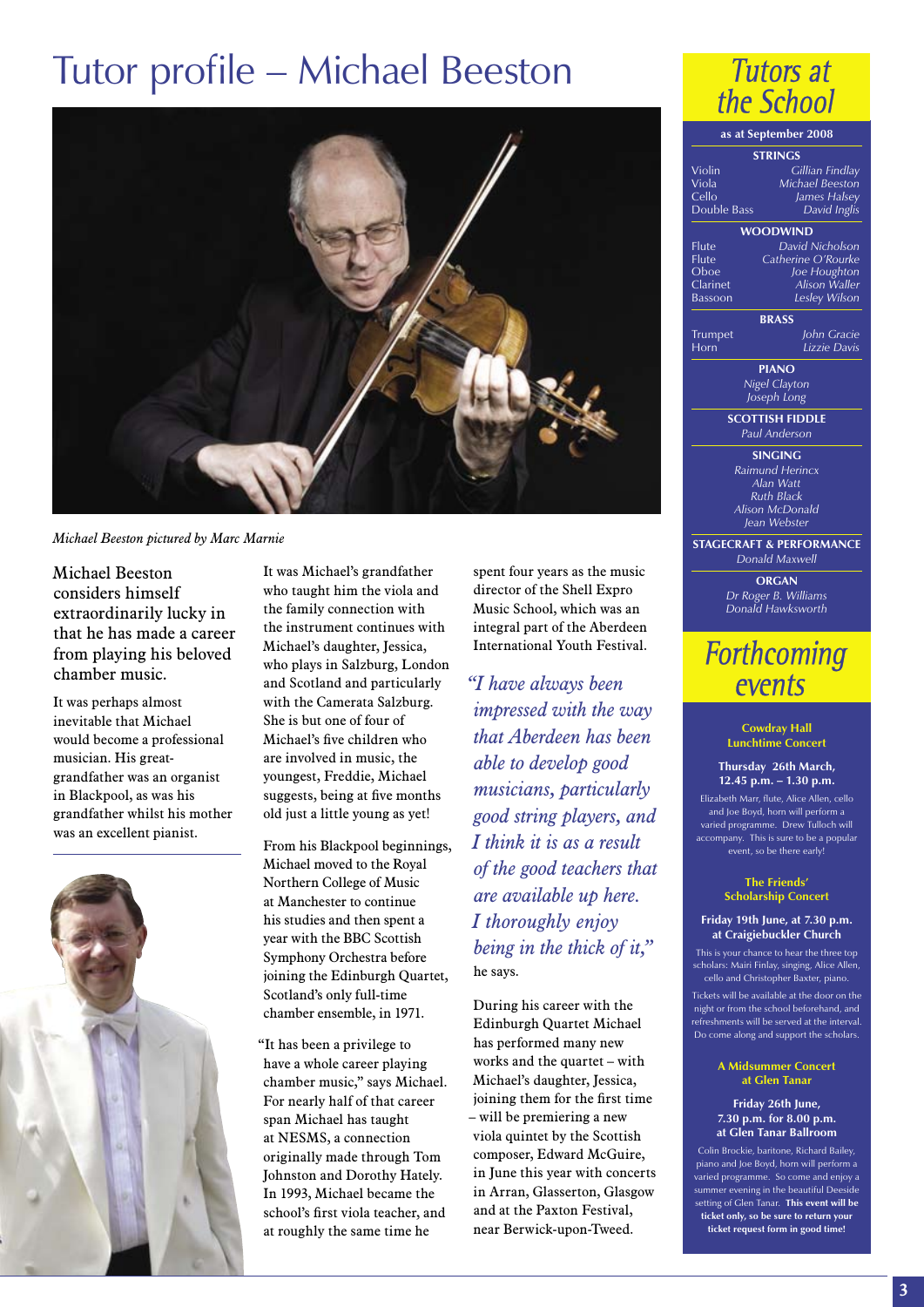# Tutor profile – Michael Beeston

*Michael Beeston pictured by Marc Marnie*

Michael Beeston considers himself extraordinarily lucky in that he has made a career from playing his beloved chamber music.

It was perhaps almost inevitable that Michael would become a professional musician. His great-grandfather was an organist in Blackpool, as was his grandfather whilst his mother was an excellent pianist.

It was Michael's grandfather who taught him the viola and the family connection with the instrument continues with Michael's daughter, Jessica, who plays in Salzburg, London and Scotland and particularly with the Camerata Salzburg. She is but one of four of Michael's five children who are involved in music, the youngest, Freddie, Michael suggests, being at five months old just a little young as yet!

From his Blackpool beginnings, Michael moved to the Royal Northern College of Music at Manchester to continue his studies and then spent a year with the BBC Scottish Symphony Orchestra before joining the Edinburgh Quartet, Scotland's only full-time chamber ensemble, in 1971.

"It has been a privilege to have a whole career playing chamber music," says Michael. For nearly half of that career span Michael has taught at NESMS, a connection originally made through Tom Johnston and Dorothy Hately. In 1993, Michael became the school's first viola teacher, and at roughly the same time he spent four years as the music director of the Shell Expro Music School, which was an integral part of the Aberdeen International Youth Festival.

*"I have always been impressed with the way that Aberdeen has been able to develop good musicians, particularly good string players, and I think it is as a result of the good teachers that are available up here. I thoroughly enjoy being in the thick of it,"* he says.

During his career with the Edinburgh Quartet Michael has performed many new works and the quartet – with Michael's daughter, Jessica, joining them for the first time – will be premiering a new viola quintet by the Scottish composer, Edward McGuire, in June this year with concerts in Arran, Glasserton, Glasgow and at the Paxton Festival, near Berwick-upon-Tweed.

## Tutors at the School

**as at September 2008**

**STRINGS**

| | |
|---|---|
| Violin | *Gillian Findlay* |
| Viola | *Michael Beeston* |
| Cello | *James Halsey* |
| Double Bass | *David Inglis* |

**WOODWIND**

| | |
|---|---|
| Flute | *David Nicholson* |
| Flute | *Catherine O'Rourke* |
| Oboe | *Joe Houghton* |
| Clarinet | *Alison Waller* |
| Bassoon | *Lesley Wilson* |

**BRASS**

| | |
|---|---|
| Trumpet | *John Gracie* |
| Horn | *Lizzie Davis* |

**PIANO**
*Nigel Clayton*
*Joseph Long*

**SCOTTISH FIDDLE**
*Paul Anderson*

**SINGING**
*Raimund Herincx*
*Alan Watt*
*Ruth Black*
*Alison McDonald*
*Jean Webster*

**STAGECRAFT & PERFORMANCE**
*Donald Maxwell*

**ORGAN**
*Dr Roger B. Williams*
*Donald Hawksworth*

## Forthcoming events

**Cowdray Hall Lunchtime Concert**

**Thursday 26th March, 12.45 p.m. – 1.30 p.m.**

Elizabeth Marr, flute, Alice Allen, cello and Joe Boyd, horn will perform a varied programme. Drew Tulloch will accompany. This is sure to be a popular event, so be there early!

**The Friends' Scholarship Concert**

**Friday 19th June, at 7.30 p.m. at Craigiebuckler Church**

This is your chance to hear the three top scholars: Mairi Finlay, singing, Alice Allen, cello and Christopher Baxter, piano.

Tickets will be available at the door on the night or from the school beforehand, and refreshments will be served at the interval. Do come along and support the scholars.

**A Midsummer Concert at Glen Tanar**

**Friday 26th June, 7.30 p.m. for 8.00 p.m. at Glen Tanar Ballroom**

Colin Brockie, baritone, Richard Bailey, piano and Joe Boyd, horn will perform a varied programme. So come and enjoy a summer evening in the beautiful Deeside setting of Glen Tanar. **This event will be ticket only, so be sure to return your ticket request form in good time!**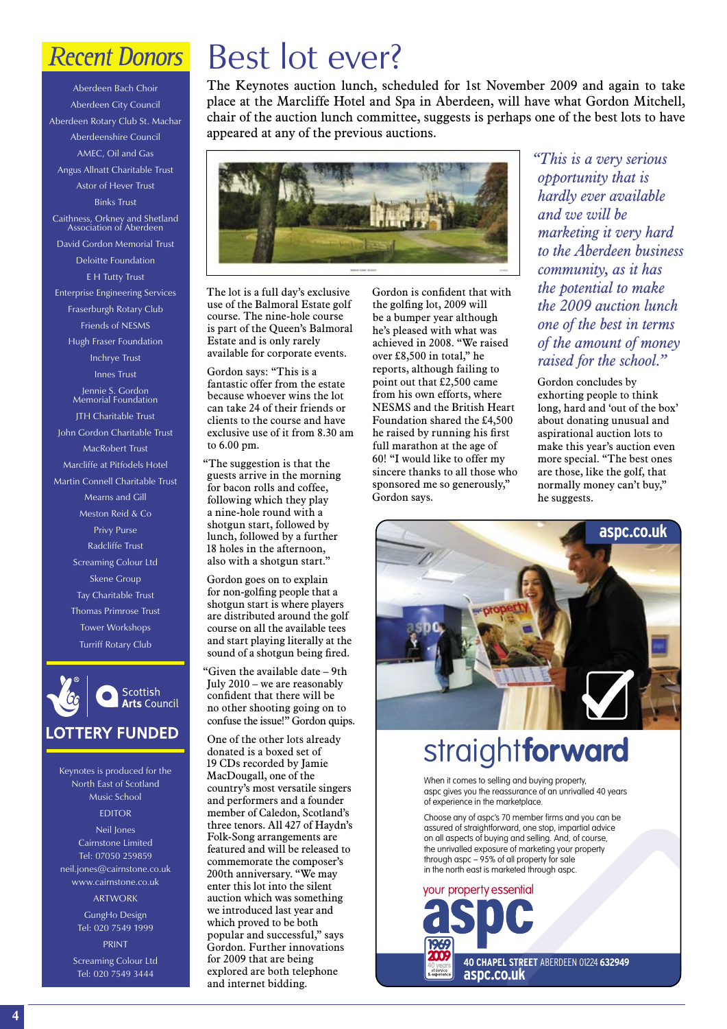## Recent Donors

Aberdeen Bach Choir
Aberdeen City Council
Aberdeen Rotary Club St. Machar
Aberdeenshire Council
AMEC, Oil and Gas
Angus Allnatt Charitable Trust
Astor of Hever Trust
Binks Trust
Caithness, Orkney and Shetland Association of Aberdeen
David Gordon Memorial Trust
Deloitte Foundation
E H Tutty Trust
Enterprise Engineering Services
Fraserburgh Rotary Club
Friends of NESMS
Hugh Fraser Foundation
Inchrye Trust
Innes Trust
Jennie S. Gordon Memorial Foundation
JTH Charitable Trust
John Gordon Charitable Trust
MacRobert Trust
Marcliffe at Pitfodels Hotel
Martin Connell Charitable Trust
Mearns and Gill
Meston Reid & Co
Privy Purse
Radcliffe Trust
Screaming Colour Ltd
Skene Group
Tay Charitable Trust
Thomas Primrose Trust
Tower Workshops
Turriff Rotary Club

Scottish Arts Council
LOTTERY FUNDED

Keynotes is produced for the North East of Scotland Music School

EDITOR
Neil Jones
Cairnstone Limited
Tel: 07050 259859
neil.jones@cairnstone.co.uk
www.cairnstone.co.uk

ARTWORK
GungHo Design
Tel: 020 7549 1999

PRINT
Screaming Colour Ltd
Tel: 020 7549 3444

# Best lot ever?

The Keynotes auction lunch, scheduled for 1st November 2009 and again to take place at the Marcliffe Hotel and Spa in Aberdeen, will have what Gordon Mitchell, chair of the auction lunch committee, suggests is perhaps one of the best lots to have appeared at any of the previous auctions.

The lot is a full day's exclusive use of the Balmoral Estate golf course. The nine-hole course is part of the Queen's Balmoral Estate and is only rarely available for corporate events.

Gordon says: "This is a fantastic offer from the estate because whoever wins the lot can take 24 of their friends or clients to the course and have exclusive use of it from 8.30 am to 6.00 pm.

"The suggestion is that the guests arrive in the morning for bacon rolls and coffee, following which they play a nine-hole round with a shotgun start, followed by lunch, followed by a further 18 holes in the afternoon, also with a shotgun start."

Gordon goes on to explain for non-golfing people that a shotgun start is where players are distributed around the golf course on all the available tees and start playing literally at the sound of a shotgun being fired.

"Given the available date – 9th July 2010 – we are reasonably confident that there will be no other shooting going on to confuse the issue!" Gordon quips.

One of the other lots already donated is a boxed set of 19 CDs recorded by Jamie MacDougall, one of the country's most versatile singers and performers and a founder member of Caledon, Scotland's three tenors. All 427 of Haydn's Folk-Song arrangements are featured and will be released to commemorate the composer's 200th anniversary. "We may enter this lot into the silent auction which was something we introduced last year and which proved to be both popular and successful," says Gordon. Further innovations for 2009 that are being explored are both telephone and internet bidding.

Gordon is confident that with the golfing lot, 2009 will be a bumper year although he's pleased with what was achieved in 2008. "We raised over £8,500 in total," he reports, although failing to point out that £2,500 came from his own efforts, where NESMS and the British Heart Foundation shared the £4,500 he raised by running his first full marathon at the age of 60! "I would like to offer my sincere thanks to all those who sponsored me so generously," Gordon says.

*"This is a very serious opportunity that is hardly ever available and we will be marketing it very hard to the Aberdeen business community, as it has the potential to make the 2009 auction lunch one of the best in terms of the amount of money raised for the school."*

Gordon concludes by exhorting people to think long, hard and 'out of the box' about donating unusual and aspirational auction lots to make this year's auction even more special. "The best ones are those, like the golf, that normally money can't buy," he suggests.

aspc.co.uk

**straightforward**

When it comes to selling and buying property, aspc gives you the reassurance of an unrivalled 40 years of experience in the marketplace.

Choose any of aspc's 70 member firms and you can be assured of straightforward, one stop, impartial advice on all aspects of buying and selling. And, of course, the unrivalled exposure of marketing your property through aspc – 95% of all property for sale in the north east is marketed through aspc.

your property essential
aspc
1969 2009 40 years of service & experience

**40 CHAPEL STREET** ABERDEEN 01224 **632949**
**aspc.co.uk**